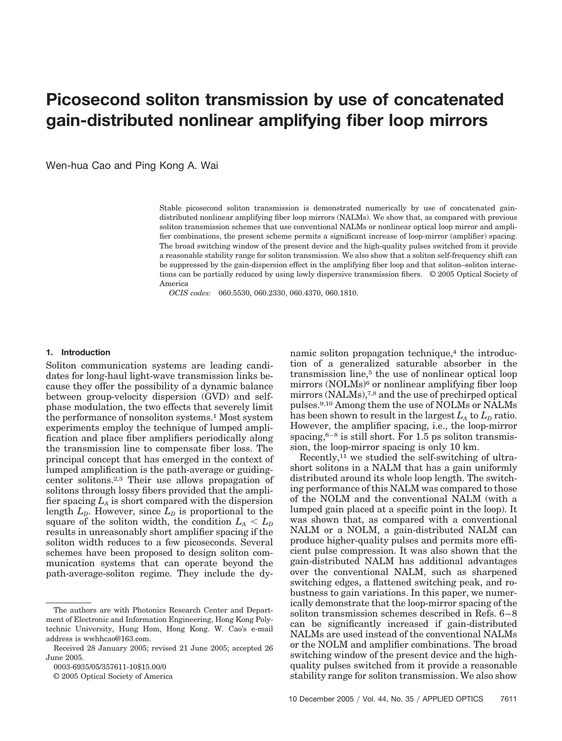# Picosecond soliton transmission by use of concatenated gain-distributed nonlinear amplifying fiber loop mirrors

Wen-hua Cao and Ping Kong A. Wai

Stable picosecond soliton transmission is demonstrated numerically by use of concatenated gain-distributed nonlinear amplifying fiber loop mirrors (NALMs). We show that, as compared with previous soliton transmission schemes that use conventional NALMs or nonlinear optical loop mirror and amplifier combinations, the present scheme permits a significant increase of loop-mirror (amplifier) spacing. The broad switching window of the present device and the high-quality pulses switched from it provide a reasonable stability range for soliton transmission. We also show that a soliton self-frequency shift can be suppressed by the gain-dispersion effect in the amplifying fiber loop and that soliton–soliton interactions can be partially reduced by using lowly dispersive transmission fibers. © 2005 Optical Society of America

*OCIS codes:* 060.5530, 060.2330, 060.4370, 060.1810.

## 1. Introduction

Soliton communication systems are leading candidates for long-haul light-wave transmission links because they offer the possibility of a dynamic balance between group-velocity dispersion (GVD) and self-phase modulation, the two effects that severely limit the performance of nonsoliton systems.[1] Most system experiments employ the technique of lumped amplification and place fiber amplifiers periodically along the transmission line to compensate fiber loss. The principal concept that has emerged in the context of lumped amplification is the path-average or guiding-center solitons.[2,3] Their use allows propagation of solitons through lossy fibers provided that the amplifier spacing $L_A$ is short compared with the dispersion length $L_D$. However, since $L_D$ is proportional to the square of the soliton width, the condition $L_A < L_D$ results in unreasonably short amplifier spacing if the soliton width reduces to a few picoseconds. Several schemes have been proposed to design soliton communication systems that can operate beyond the path-average-soliton regime. They include the dynamic soliton propagation technique,[4] the introduction of a generalized saturable absorber in the transmission line,[5] the use of nonlinear optical loop mirrors (NOLMs)[6] or nonlinear amplifying fiber loop mirrors (NALMs),[7,8] and the use of prechirped optical pulses.[9,10] Among them the use of NOLMs or NALMs has been shown to result in the largest $L_A$ to $L_D$ ratio. However, the amplifier spacing, i.e., the loop-mirror spacing,[6–8] is still short. For 1.5 ps soliton transmission, the loop-mirror spacing is only 10 km.

Recently,[11] we studied the self-switching of ultrashort solitons in a NALM that has a gain uniformly distributed around its whole loop length. The switching performance of this NALM was compared to those of the NOLM and the conventional NALM (with a lumped gain placed at a specific point in the loop). It was shown that, as compared with a conventional NALM or a NOLM, a gain-distributed NALM can produce higher-quality pulses and permits more efficient pulse compression. It was also shown that the gain-distributed NALM has additional advantages over the conventional NALM, such as sharpened switching edges, a flattened switching peak, and robustness to gain variations. In this paper, we numerically demonstrate that the loop-mirror spacing of the soliton transmission schemes described in Refs. 6–8 can be significantly increased if gain-distributed NALMs are used instead of the conventional NALMs or the NOLM and amplifier combinations. The broad switching window of the present device and the high-quality pulses switched from it provide a reasonable stability range for soliton transmission. We also show

The authors are with Photonics Research Center and Department of Electronic and Information Engineering, Hong Kong Polytechnic University, Hung Hom, Hong Kong. W. Cao's e-mail address is wwhhcao@163.com.

Received 28 January 2005; revised 21 June 2005; accepted 26 June 2005.

0003-6935/05/357611-10$15.00/0

© 2005 Optical Society of America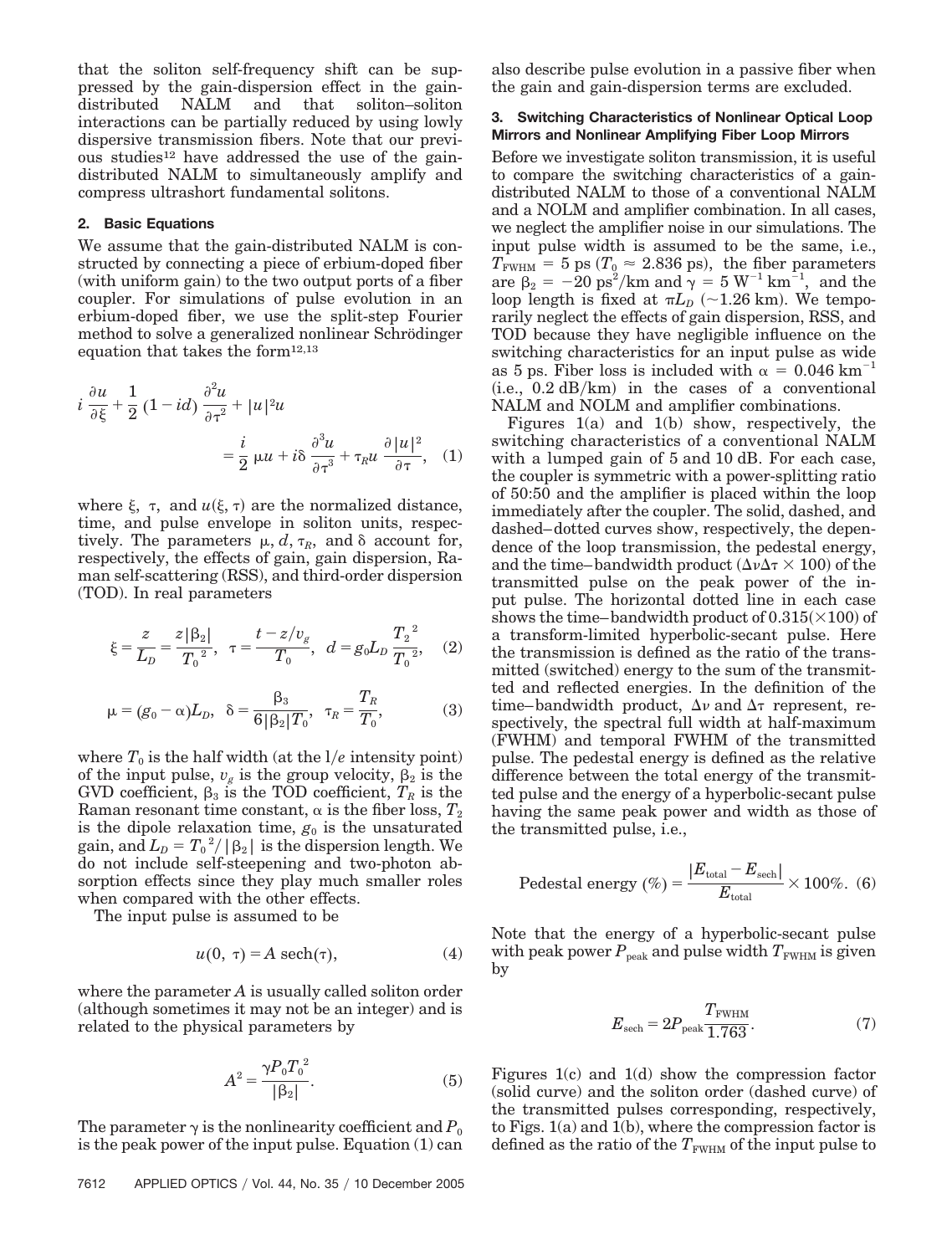that the soliton self-frequency shift can be suppressed by the gain-dispersion effect in the gain-distributed NALM and that soliton–soliton interactions can be partially reduced by using lowly dispersive transmission fibers. Note that our previous studies[12] have addressed the use of the gain-distributed NALM to simultaneously amplify and compress ultrashort fundamental solitons.

## 2. Basic Equations

We assume that the gain-distributed NALM is constructed by connecting a piece of erbium-doped fiber (with uniform gain) to the two output ports of a fiber coupler. For simulations of pulse evolution in an erbium-doped fiber, we use the split-step Fourier method to solve a generalized nonlinear Schrödinger equation that takes the form[12,13]

$$i\,\frac{\partial u}{\partial \xi} + \frac{1}{2}\,(1 - id)\,\frac{\partial^2 u}{\partial \tau^2} + |u|^2 u = \frac{i}{2}\,\mu u + i\delta\,\frac{\partial^3 u}{\partial \tau^3} + \tau_R u\,\frac{\partial |u|^2}{\partial \tau}, \quad (1)$$

where $\xi$, $\tau$, and $u(\xi, \tau)$ are the normalized distance, time, and pulse envelope in soliton units, respectively. The parameters $\mu$, $d$, $\tau_R$, and $\delta$ account for, respectively, the effects of gain, gain dispersion, Raman self-scattering (RSS), and third-order dispersion (TOD). In real parameters

$$\xi = \frac{z}{L_D} = \frac{z|\beta_2|}{{T_0}^2}, \quad \tau = \frac{t - z/v_g}{T_0}, \quad d = g_0 L_D\,\frac{{T_2}^2}{{T_0}^2}, \quad (2)$$

$$\mu = (g_0 - \alpha)L_D, \quad \delta = \frac{\beta_3}{6|\beta_2|T_0}, \quad \tau_R = \frac{T_R}{T_0}, \quad (3)$$

where $T_0$ is the half width (at the $1/e$ intensity point) of the input pulse, $v_g$ is the group velocity, $\beta_2$ is the GVD coefficient, $\beta_3$ is the TOD coefficient, $T_R$ is the Raman resonant time constant, $\alpha$ is the fiber loss, $T_2$ is the dipole relaxation time, $g_0$ is the unsaturated gain, and $L_D = {T_0}^2/|\beta_2|$ is the dispersion length. We do not include self-steepening and two-photon absorption effects since they play much smaller roles when compared with the other effects.

The input pulse is assumed to be

$$u(0, \tau) = A\,\text{sech}(\tau), \quad (4)$$

where the parameter $A$ is usually called soliton order (although sometimes it may not be an integer) and is related to the physical parameters by

$$A^2 = \frac{\gamma P_0 {T_0}^2}{|\beta_2|}. \quad (5)$$

The parameter $\gamma$ is the nonlinearity coefficient and $P_0$ is the peak power of the input pulse. Equation (1) can also describe pulse evolution in a passive fiber when the gain and gain-dispersion terms are excluded.

## 3. Switching Characteristics of Nonlinear Optical Loop Mirrors and Nonlinear Amplifying Fiber Loop Mirrors

Before we investigate soliton transmission, it is useful to compare the switching characteristics of a gain-distributed NALM to those of a conventional NALM and a NOLM and amplifier combination. In all cases, we neglect the amplifier noise in our simulations. The input pulse width is assumed to be the same, i.e., $T_{\text{FWHM}} = 5$ ps ($T_0 \approx 2.836$ ps), the fiber parameters are $\beta_2 = -20$ ps$^2$/km and $\gamma = 5$ W$^{-1}$ km$^{-1}$, and the loop length is fixed at $\pi L_D$ (~1.26 km). We temporarily neglect the effects of gain dispersion, RSS, and TOD because they have negligible influence on the switching characteristics for an input pulse as wide as 5 ps. Fiber loss is included with $\alpha = 0.046$ km$^{-1}$ (i.e., 0.2 dB/km) in the cases of a conventional NALM and NOLM and amplifier combinations.

Figures 1(a) and 1(b) show, respectively, the switching characteristics of a conventional NALM with a lumped gain of 5 and 10 dB. For each case, the coupler is symmetric with a power-splitting ratio of 50:50 and the amplifier is placed within the loop immediately after the coupler. The solid, dashed, and dashed–dotted curves show, respectively, the dependence of the loop transmission, the pedestal energy, and the time–bandwidth product ($\Delta\nu\Delta\tau \times 100$) of the transmitted pulse on the peak power of the input pulse. The horizontal dotted line in each case shows the time–bandwidth product of $0.315(\times 100)$ of a transform-limited hyperbolic-secant pulse. Here the transmission is defined as the ratio of the transmitted (switched) energy to the sum of the transmitted and reflected energies. In the definition of the time–bandwidth product, $\Delta\nu$ and $\Delta\tau$ represent, respectively, the spectral full width at half-maximum (FWHM) and temporal FWHM of the transmitted pulse. The pedestal energy is defined as the relative difference between the total energy of the transmitted pulse and the energy of a hyperbolic-secant pulse having the same peak power and width as those of the transmitted pulse, i.e.,

$$\text{Pedestal energy (\%)} = \frac{|E_{\text{total}} - E_{\text{sech}}|}{E_{\text{total}}} \times 100\%. \quad (6)$$

Note that the energy of a hyperbolic-secant pulse with peak power $P_{\text{peak}}$ and pulse width $T_{\text{FWHM}}$ is given by

$$E_{\text{sech}} = 2P_{\text{peak}}\,\frac{T_{\text{FWHM}}}{1.763}. \quad (7)$$

Figures 1(c) and 1(d) show the compression factor (solid curve) and the soliton order (dashed curve) of the transmitted pulses corresponding, respectively, to Figs. 1(a) and 1(b), where the compression factor is defined as the ratio of the $T_{\text{FWHM}}$ of the input pulse to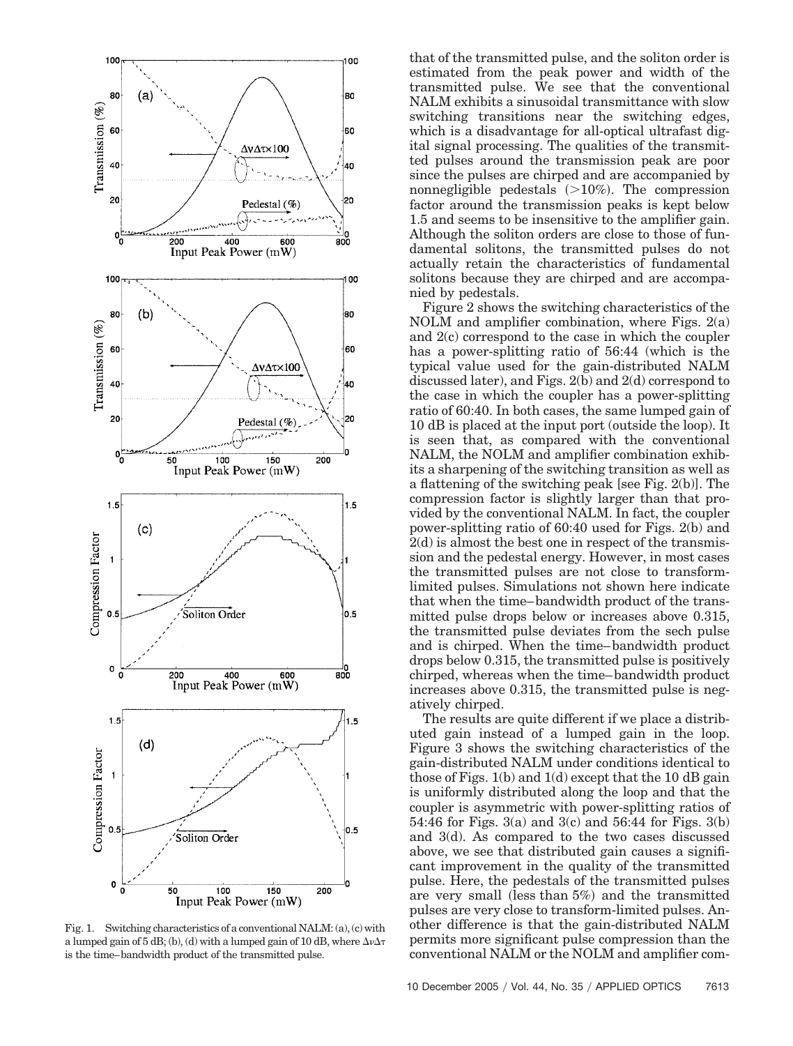Fig. 1. Switching characteristics of a conventional NALM: (a), (c) with a lumped gain of 5 dB; (b), (d) with a lumped gain of 10 dB, where $\Delta\nu\Delta\tau$ is the time–bandwidth product of the transmitted pulse.

that of the transmitted pulse, and the soliton order is estimated from the peak power and width of the transmitted pulse. We see that the conventional NALM exhibits a sinusoidal transmittance with slow switching transitions near the switching edges, which is a disadvantage for all-optical ultrafast digital signal processing. The qualities of the transmitted pulses around the transmission peak are poor since the pulses are chirped and are accompanied by nonnegligible pedestals (>10%). The compression factor around the transmission peaks is kept below 1.5 and seems to be insensitive to the amplifier gain. Although the soliton orders are close to those of fundamental solitons, the transmitted pulses do not actually retain the characteristics of fundamental solitons because they are chirped and are accompanied by pedestals.

Figure 2 shows the switching characteristics of the NOLM and amplifier combination, where Figs. 2(a) and 2(c) correspond to the case in which the coupler has a power-splitting ratio of 56:44 (which is the typical value used for the gain-distributed NALM discussed later), and Figs. 2(b) and 2(d) correspond to the case in which the coupler has a power-splitting ratio of 60:40. In both cases, the same lumped gain of 10 dB is placed at the input port (outside the loop). It is seen that, as compared with the conventional NALM, the NOLM and amplifier combination exhibits a sharpening of the switching transition as well as a flattening of the switching peak [see Fig. 2(b)]. The compression factor is slightly larger than that provided by the conventional NALM. In fact, the coupler power-splitting ratio of 60:40 used for Figs. 2(b) and 2(d) is almost the best one in respect of the transmission and the pedestal energy. However, in most cases the transmitted pulses are not close to transform-limited pulses. Simulations not shown here indicate that when the time–bandwidth product of the transmitted pulse drops below or increases above 0.315, the transmitted pulse deviates from the sech pulse and is chirped. When the time–bandwidth product drops below 0.315, the transmitted pulse is positively chirped, whereas when the time–bandwidth product increases above 0.315, the transmitted pulse is negatively chirped.

The results are quite different if we place a distributed gain instead of a lumped gain in the loop. Figure 3 shows the switching characteristics of the gain-distributed NALM under conditions identical to those of Figs. 1(b) and 1(d) except that the 10 dB gain is uniformly distributed along the loop and that the coupler is asymmetric with power-splitting ratios of 54:46 for Figs. 3(a) and 3(c) and 56:44 for Figs. 3(b) and 3(d). As compared to the two cases discussed above, we see that distributed gain causes a significant improvement in the quality of the transmitted pulse. Here, the pedestals of the transmitted pulses are very small (less than 5%) and the transmitted pulses are very close to transform-limited pulses. Another difference is that the gain-distributed NALM permits more significant pulse compression than the conventional NALM or the NOLM and amplifier com-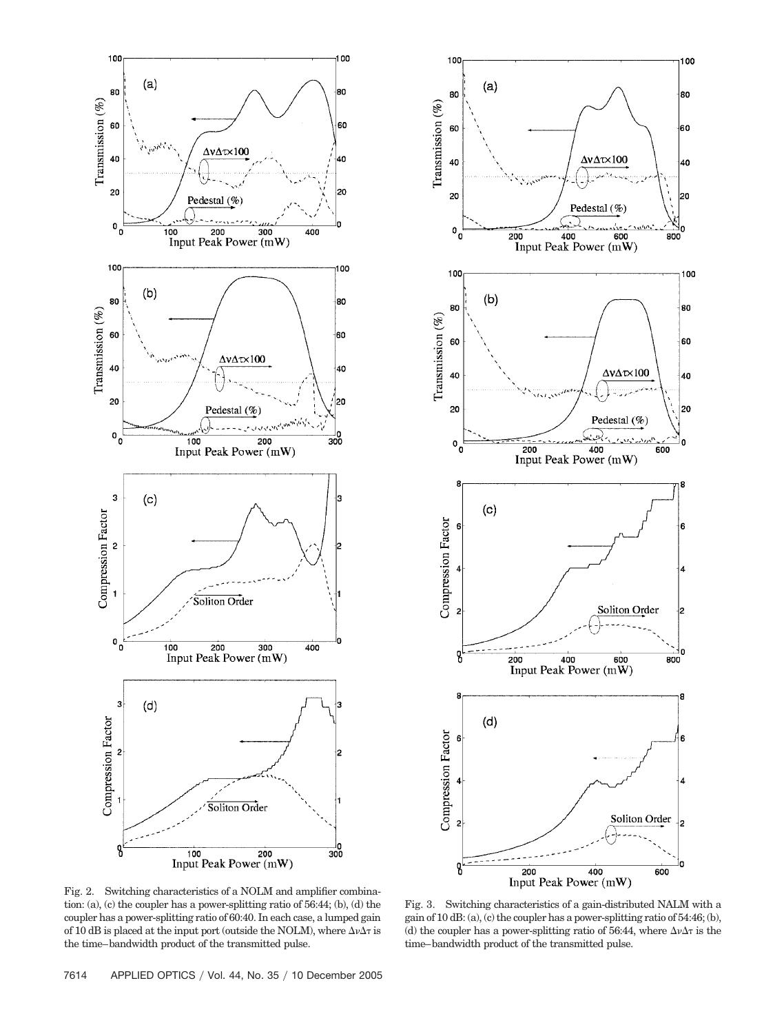Fig. 2. Switching characteristics of a NOLM and amplifier combination: (a), (c) the coupler has a power-splitting ratio of 56:44; (b), (d) the coupler has a power-splitting ratio of 60:40. In each case, a lumped gain of 10 dB is placed at the input port (outside the NOLM), where $\Delta\nu\Delta\tau$ is the time–bandwidth product of the transmitted pulse.

Fig. 3. Switching characteristics of a gain-distributed NALM with a gain of 10 dB: (a), (c) the coupler has a power-splitting ratio of 54:46; (b), (d) the coupler has a power-splitting ratio of 56:44, where $\Delta\nu\Delta\tau$ is the time–bandwidth product of the transmitted pulse.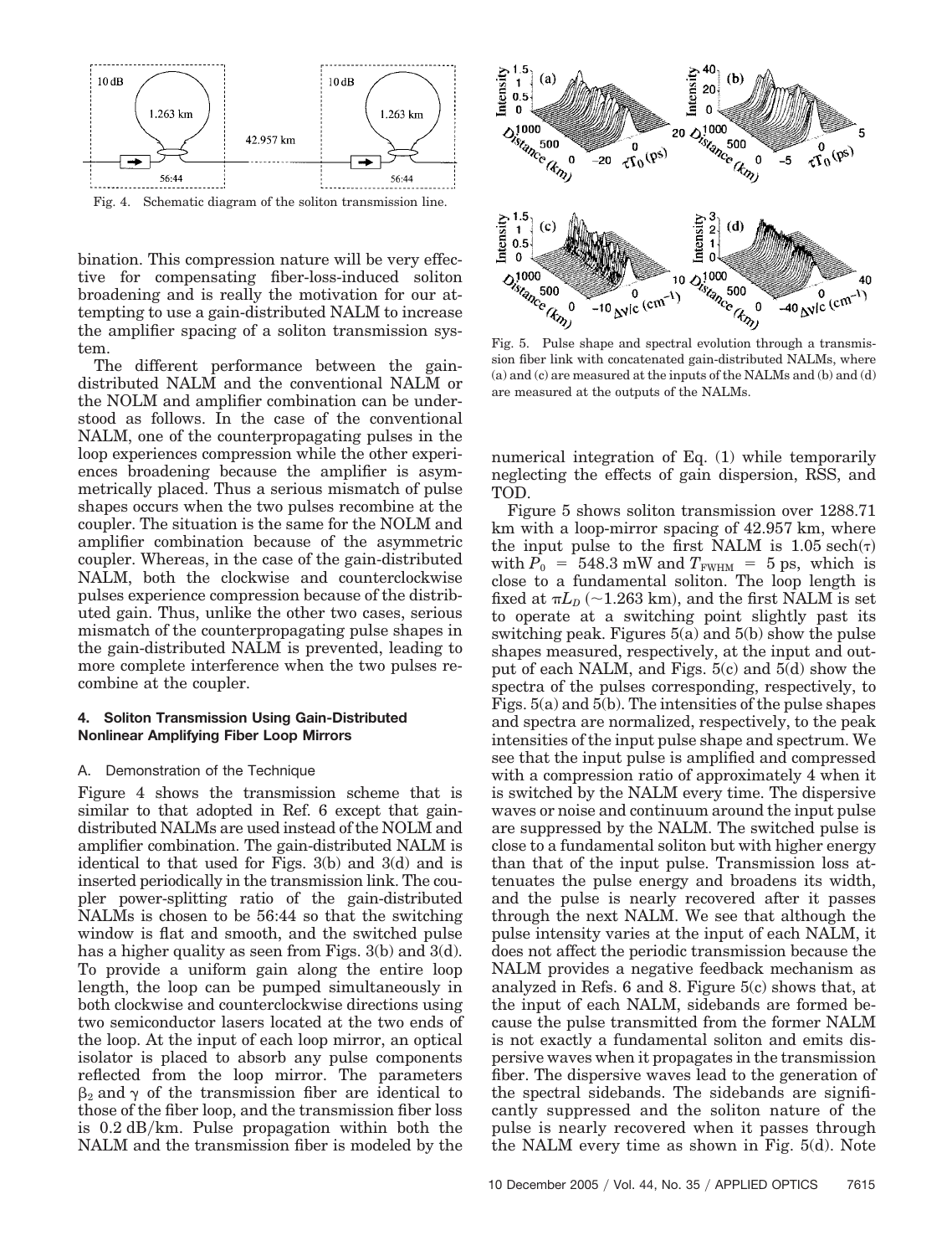Fig. 4. Schematic diagram of the soliton transmission line.

bination. This compression nature will be very effective for compensating fiber-loss-induced soliton broadening and is really the motivation for our attempting to use a gain-distributed NALM to increase the amplifier spacing of a soliton transmission system.

The different performance between the gain-distributed NALM and the conventional NALM or the NOLM and amplifier combination can be understood as follows. In the case of the conventional NALM, one of the counterpropagating pulses in the loop experiences compression while the other experiences broadening because the amplifier is asymmetrically placed. Thus a serious mismatch of pulse shapes occurs when the two pulses recombine at the coupler. The situation is the same for the NOLM and amplifier combination because of the asymmetric coupler. Whereas, in the case of the gain-distributed NALM, both the clockwise and counterclockwise pulses experience compression because of the distributed gain. Thus, unlike the other two cases, serious mismatch of the counterpropagating pulse shapes in the gain-distributed NALM is prevented, leading to more complete interference when the two pulses recombine at the coupler.

## 4. Soliton Transmission Using Gain-Distributed Nonlinear Amplifying Fiber Loop Mirrors

### A. Demonstration of the Technique

Figure 4 shows the transmission scheme that is similar to that adopted in Ref. 6 except that gain-distributed NALMs are used instead of the NOLM and amplifier combination. The gain-distributed NALM is identical to that used for Figs. 3(b) and 3(d) and is inserted periodically in the transmission link. The coupler power-splitting ratio of the gain-distributed NALMs is chosen to be 56:44 so that the switching window is flat and smooth, and the switched pulse has a higher quality as seen from Figs. 3(b) and 3(d). To provide a uniform gain along the entire loop length, the loop can be pumped simultaneously in both clockwise and counterclockwise directions using two semiconductor lasers located at the two ends of the loop. At the input of each loop mirror, an optical isolator is placed to absorb any pulse components reflected from the loop mirror. The parameters $\beta_2$ and $\gamma$ of the transmission fiber are identical to those of the fiber loop, and the transmission fiber loss is 0.2 dB/km. Pulse propagation within both the NALM and the transmission fiber is modeled by the numerical integration of Eq. (1) while temporarily neglecting the effects of gain dispersion, RSS, and TOD.

Fig. 5. Pulse shape and spectral evolution through a transmission fiber link with concatenated gain-distributed NALMs, where (a) and (c) are measured at the inputs of the NALMs and (b) and (d) are measured at the outputs of the NALMs.

Figure 5 shows soliton transmission over 1288.71 km with a loop-mirror spacing of 42.957 km, where the input pulse to the first NALM is $1.05\ \mathrm{sech}(\tau)$ with $P_0 = 548.3$ mW and $T_{\mathrm{FWHM}} = 5$ ps, which is close to a fundamental soliton. The loop length is fixed at $\pi L_D$ ($\sim$1.263 km), and the first NALM is set to operate at a switching point slightly past its switching peak. Figures 5(a) and 5(b) show the pulse shapes measured, respectively, at the input and output of each NALM, and Figs. 5(c) and 5(d) show the spectra of the pulses corresponding, respectively, to Figs. 5(a) and 5(b). The intensities of the pulse shapes and spectra are normalized, respectively, to the peak intensities of the input pulse shape and spectrum. We see that the input pulse is amplified and compressed with a compression ratio of approximately 4 when it is switched by the NALM every time. The dispersive waves or noise and continuum around the input pulse are suppressed by the NALM. The switched pulse is close to a fundamental soliton but with higher energy than that of the input pulse. Transmission loss attenuates the pulse energy and broadens its width, and the pulse is nearly recovered after it passes through the next NALM. We see that although the pulse intensity varies at the input of each NALM, it does not affect the periodic transmission because the NALM provides a negative feedback mechanism as analyzed in Refs. 6 and 8. Figure 5(c) shows that, at the input of each NALM, sidebands are formed because the pulse transmitted from the former NALM is not exactly a fundamental soliton and emits dispersive waves when it propagates in the transmission fiber. The dispersive waves lead to the generation of the spectral sidebands. The sidebands are significantly suppressed and the soliton nature of the pulse is nearly recovered when it passes through the NALM every time as shown in Fig. 5(d). Note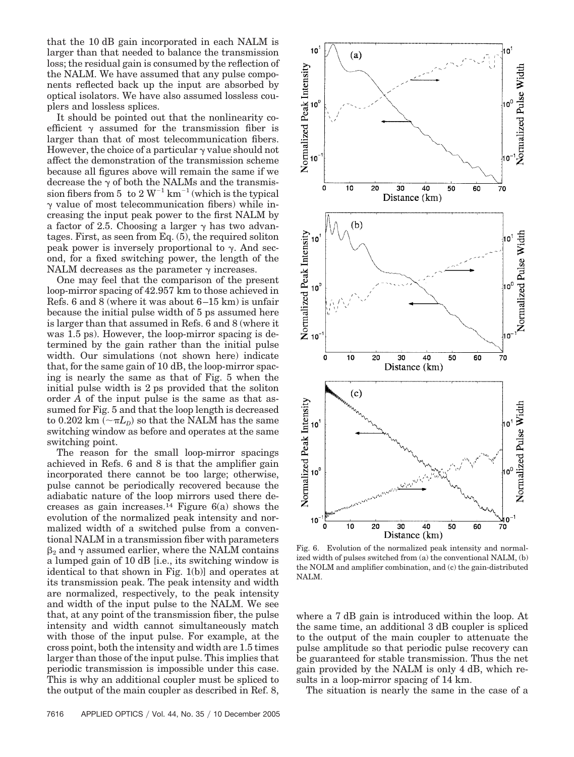that the 10 dB gain incorporated in each NALM is larger than that needed to balance the transmission loss; the residual gain is consumed by the reflection of the NALM. We have assumed that any pulse components reflected back up the input are absorbed by optical isolators. We have also assumed lossless couplers and lossless splices.

It should be pointed out that the nonlinearity coefficient $\gamma$ assumed for the transmission fiber is larger than that of most telecommunication fibers. However, the choice of a particular $\gamma$ value should not affect the demonstration of the transmission scheme because all figures above will remain the same if we decrease the $\gamma$ of both the NALMs and the transmission fibers from 5 to 2 $W^{-1}\,km^{-1}$ (which is the typical $\gamma$ value of most telecommunication fibers) while increasing the input peak power to the first NALM by a factor of 2.5. Choosing a larger $\gamma$ has two advantages. First, as seen from Eq. (5), the required soliton peak power is inversely proportional to $\gamma$. And second, for a fixed switching power, the length of the NALM decreases as the parameter $\gamma$ increases.

One may feel that the comparison of the present loop-mirror spacing of 42.957 km to those achieved in Refs. 6 and 8 (where it was about 6–15 km) is unfair because the initial pulse width of 5 ps assumed here is larger than that assumed in Refs. 6 and 8 (where it was 1.5 ps). However, the loop-mirror spacing is determined by the gain rather than the initial pulse width. Our simulations (not shown here) indicate that, for the same gain of 10 dB, the loop-mirror spacing is nearly the same as that of Fig. 5 when the initial pulse width is 2 ps provided that the soliton order $A$ of the input pulse is the same as that assumed for Fig. 5 and that the loop length is decreased to 0.202 km ($\sim\pi L_D$) so that the NALM has the same switching window as before and operates at the same switching point.

The reason for the small loop-mirror spacings achieved in Refs. 6 and 8 is that the amplifier gain incorporated there cannot be too large; otherwise, pulse cannot be periodically recovered because the adiabatic nature of the loop mirrors used there decreases as gain increases.[14] Figure 6(a) shows the evolution of the normalized peak intensity and normalized width of a switched pulse from a conventional NALM in a transmission fiber with parameters $\beta_2$ and $\gamma$ assumed earlier, where the NALM contains a lumped gain of 10 dB [i.e., its switching window is identical to that shown in Fig. 1(b)] and operates at its transmission peak. The peak intensity and width are normalized, respectively, to the peak intensity and width of the input pulse to the NALM. We see that, at any point of the transmission fiber, the pulse intensity and width cannot simultaneously match with those of the input pulse. For example, at the cross point, both the intensity and width are 1.5 times larger than those of the input pulse. This implies that periodic transmission is impossible under this case. This is why an additional coupler must be spliced to the output of the main coupler as described in Ref. 8, where a 7 dB gain is introduced within the loop. At the same time, an additional 3 dB coupler is spliced to the output of the main coupler to attenuate the pulse amplitude so that periodic pulse recovery can be guaranteed for stable transmission. Thus the net gain provided by the NALM is only 4 dB, which results in a loop-mirror spacing of 14 km.

Fig. 6. Evolution of the normalized peak intensity and normalized width of pulses switched from (a) the conventional NALM, (b) the NOLM and amplifier combination, and (c) the gain-distributed NALM.

The situation is nearly the same in the case of a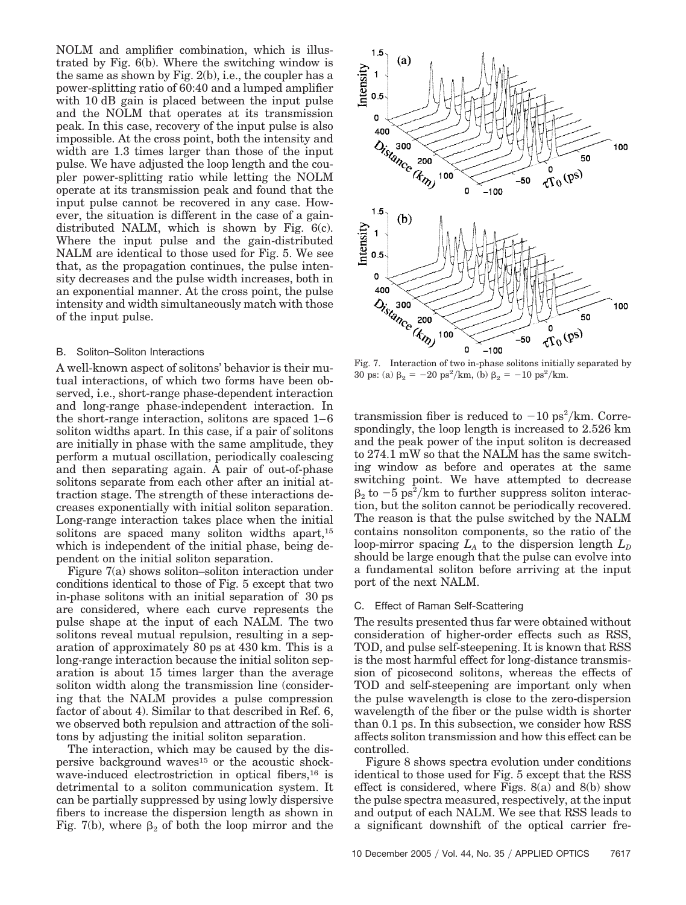NOLM and amplifier combination, which is illustrated by Fig. 6(b). Where the switching window is the same as shown by Fig. 2(b), i.e., the coupler has a power-splitting ratio of 60:40 and a lumped amplifier with 10 dB gain is placed between the input pulse and the NOLM that operates at its transmission peak. In this case, recovery of the input pulse is also impossible. At the cross point, both the intensity and width are 1.3 times larger than those of the input pulse. We have adjusted the loop length and the coupler power-splitting ratio while letting the NOLM operate at its transmission peak and found that the input pulse cannot be recovered in any case. However, the situation is different in the case of a gain-distributed NALM, which is shown by Fig. 6(c). Where the input pulse and the gain-distributed NALM are identical to those used for Fig. 5. We see that, as the propagation continues, the pulse intensity decreases and the pulse width increases, both in an exponential manner. At the cross point, the pulse intensity and width simultaneously match with those of the input pulse.

### B. Soliton–Soliton Interactions

A well-known aspect of solitons' behavior is their mutual interactions, of which two forms have been observed, i.e., short-range phase-dependent interaction and long-range phase-independent interaction. In the short-range interaction, solitons are spaced 1–6 soliton widths apart. In this case, if a pair of solitons are initially in phase with the same amplitude, they perform a mutual oscillation, periodically coalescing and then separating again. A pair of out-of-phase solitons separate from each other after an initial attraction stage. The strength of these interactions decreases exponentially with initial soliton separation. Long-range interaction takes place when the initial solitons are spaced many soliton widths apart,[15] which is independent of the initial phase, being dependent on the initial soliton separation.

Figure 7(a) shows soliton–soliton interaction under conditions identical to those of Fig. 5 except that two in-phase solitons with an initial separation of 30 ps are considered, where each curve represents the pulse shape at the input of each NALM. The two solitons reveal mutual repulsion, resulting in a separation of approximately 80 ps at 430 km. This is a long-range interaction because the initial soliton separation is about 15 times larger than the average soliton width along the transmission line (considering that the NALM provides a pulse compression factor of about 4). Similar to that described in Ref. 6, we observed both repulsion and attraction of the solitons by adjusting the initial soliton separation.

The interaction, which may be caused by the dispersive background waves[15] or the acoustic shock-wave-induced electrostriction in optical fibers,[16] is detrimental to a soliton communication system. It can be partially suppressed by using lowly dispersive fibers to increase the dispersion length as shown in Fig. 7(b), where $\beta_2$ of both the loop mirror and the transmission fiber is reduced to $-10\ \text{ps}^2/\text{km}$. Correspondingly, the loop length is increased to 2.526 km and the peak power of the input soliton is decreased to 274.1 mW so that the NALM has the same switching window as before and operates at the same switching point. We have attempted to decrease $\beta_2$ to $-5\ \text{ps}^2/\text{km}$ to further suppress soliton interaction, but the soliton cannot be periodically recovered. The reason is that the pulse switched by the NALM contains nonsoliton components, so the ratio of the loop-mirror spacing $L_A$ to the dispersion length $L_D$ should be large enough that the pulse can evolve into a fundamental soliton before arriving at the input port of the next NALM.

Fig. 7. Interaction of two in-phase solitons initially separated by 30 ps: (a) $\beta_2 = -20\ \text{ps}^2/\text{km}$, (b) $\beta_2 = -10\ \text{ps}^2/\text{km}$.

### C. Effect of Raman Self-Scattering

The results presented thus far were obtained without consideration of higher-order effects such as RSS, TOD, and pulse self-steepening. It is known that RSS is the most harmful effect for long-distance transmission of picosecond solitons, whereas the effects of TOD and self-steepening are important only when the pulse wavelength is close to the zero-dispersion wavelength of the fiber or the pulse width is shorter than 0.1 ps. In this subsection, we consider how RSS affects soliton transmission and how this effect can be controlled.

Figure 8 shows spectra evolution under conditions identical to those used for Fig. 5 except that the RSS effect is considered, where Figs. 8(a) and 8(b) show the pulse spectra measured, respectively, at the input and output of each NALM. We see that RSS leads to a significant downshift of the optical carrier fre-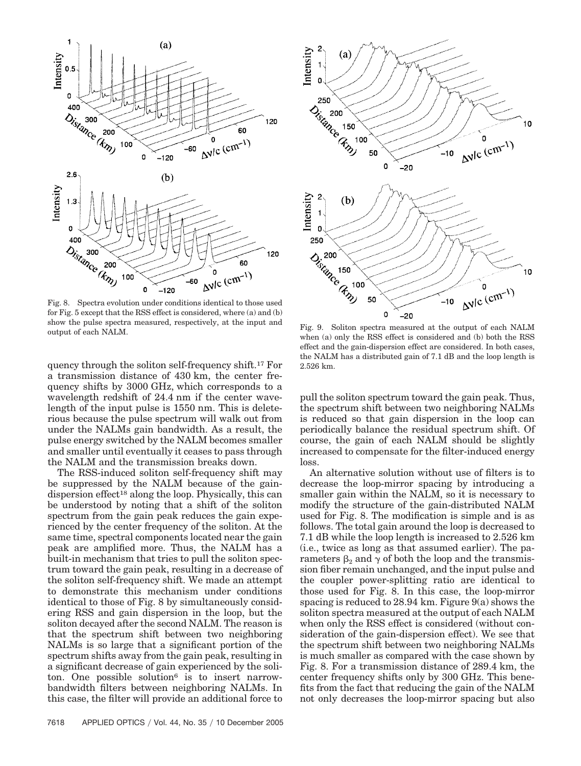Fig. 8. Spectra evolution under conditions identical to those used for Fig. 5 except that the RSS effect is considered, where (a) and (b) show the pulse spectra measured, respectively, at the input and output of each NALM.

Fig. 9. Soliton spectra measured at the output of each NALM when (a) only the RSS effect is considered and (b) both the RSS effect and the gain-dispersion effect are considered. In both cases, the NALM has a distributed gain of 7.1 dB and the loop length is 2.526 km.

quency through the soliton self-frequency shift.[17] For a transmission distance of 430 km, the center frequency shifts by 3000 GHz, which corresponds to a wavelength redshift of 24.4 nm if the center wavelength of the input pulse is 1550 nm. This is deleterious because the pulse spectrum will walk out from under the NALMs gain bandwidth. As a result, the pulse energy switched by the NALM becomes smaller and smaller until eventually it ceases to pass through the NALM and the transmission breaks down.

The RSS-induced soliton self-frequency shift may be suppressed by the NALM because of the gain-dispersion effect[18] along the loop. Physically, this can be understood by noting that a shift of the soliton spectrum from the gain peak reduces the gain experienced by the center frequency of the soliton. At the same time, spectral components located near the gain peak are amplified more. Thus, the NALM has a built-in mechanism that tries to pull the soliton spectrum toward the gain peak, resulting in a decrease of the soliton self-frequency shift. We made an attempt to demonstrate this mechanism under conditions identical to those of Fig. 8 by simultaneously considering RSS and gain dispersion in the loop, but the soliton decayed after the second NALM. The reason is that the spectrum shift between two neighboring NALMs is so large that a significant portion of the spectrum shifts away from the gain peak, resulting in a significant decrease of gain experienced by the soliton. One possible solution[6] is to insert narrow-bandwidth filters between neighboring NALMs. In this case, the filter will provide an additional force to pull the soliton spectrum toward the gain peak. Thus, the spectrum shift between two neighboring NALMs is reduced so that gain dispersion in the loop can periodically balance the residual spectrum shift. Of course, the gain of each NALM should be slightly increased to compensate for the filter-induced energy loss.

An alternative solution without use of filters is to decrease the loop-mirror spacing by introducing a smaller gain within the NALM, so it is necessary to modify the structure of the gain-distributed NALM used for Fig. 8. The modification is simple and is as follows. The total gain around the loop is decreased to 7.1 dB while the loop length is increased to 2.526 km (i.e., twice as long as that assumed earlier). The parameters $\beta_2$ and $\gamma$ of both the loop and the transmission fiber remain unchanged, and the input pulse and the coupler power-splitting ratio are identical to those used for Fig. 8. In this case, the loop-mirror spacing is reduced to 28.94 km. Figure 9(a) shows the soliton spectra measured at the output of each NALM when only the RSS effect is considered (without consideration of the gain-dispersion effect). We see that the spectrum shift between two neighboring NALMs is much smaller as compared with the case shown by Fig. 8. For a transmission distance of 289.4 km, the center frequency shifts only by 300 GHz. This benefits from the fact that reducing the gain of the NALM not only decreases the loop-mirror spacing but also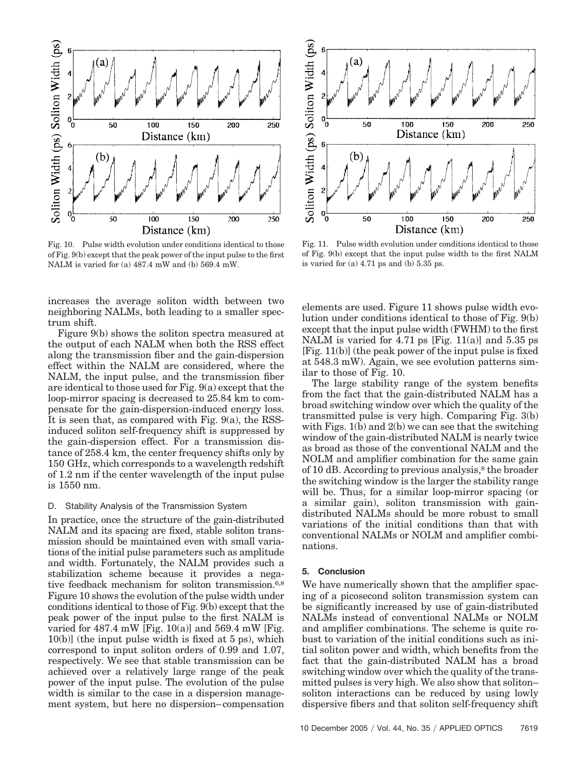Fig. 10. Pulse width evolution under conditions identical to those of Fig. 9(b) except that the peak power of the input pulse to the first NALM is varied for (a) 487.4 mW and (b) 569.4 mW.

Fig. 11. Pulse width evolution under conditions identical to those of Fig. 9(b) except that the input pulse width to the first NALM is varied for (a) 4.71 ps and (b) 5.35 ps.

increases the average soliton width between two neighboring NALMs, both leading to a smaller spectrum shift.

Figure 9(b) shows the soliton spectra measured at the output of each NALM when both the RSS effect along the transmission fiber and the gain-dispersion effect within the NALM are considered, where the NALM, the input pulse, and the transmission fiber are identical to those used for Fig. 9(a) except that the loop-mirror spacing is decreased to 25.84 km to compensate for the gain-dispersion-induced energy loss. It is seen that, as compared with Fig. 9(a), the RSS-induced soliton self-frequency shift is suppressed by the gain-dispersion effect. For a transmission distance of 258.4 km, the center frequency shifts only by 150 GHz, which corresponds to a wavelength redshift of 1.2 nm if the center wavelength of the input pulse is 1550 nm.

### D. Stability Analysis of the Transmission System

In practice, once the structure of the gain-distributed NALM and its spacing are fixed, stable soliton transmission should be maintained even with small variations of the initial pulse parameters such as amplitude and width. Fortunately, the NALM provides such a stabilization scheme because it provides a negative feedback mechanism for soliton transmission.[6,8] Figure 10 shows the evolution of the pulse width under conditions identical to those of Fig. 9(b) except that the peak power of the input pulse to the first NALM is varied for 487.4 mW [Fig. 10(a)] and 569.4 mW [Fig. 10(b)] (the input pulse width is fixed at 5 ps), which correspond to input soliton orders of 0.99 and 1.07, respectively. We see that stable transmission can be achieved over a relatively large range of the peak power of the input pulse. The evolution of the pulse width is similar to the case in a dispersion management system, but here no dispersion–compensation elements are used. Figure 11 shows pulse width evolution under conditions identical to those of Fig. 9(b) except that the input pulse width (FWHM) to the first NALM is varied for 4.71 ps [Fig. 11(a)] and 5.35 ps [Fig. 11(b)] (the peak power of the input pulse is fixed at 548.3 mW). Again, we see evolution patterns similar to those of Fig. 10.

The large stability range of the system benefits from the fact that the gain-distributed NALM has a broad switching window over which the quality of the transmitted pulse is very high. Comparing Fig. 3(b) with Figs. 1(b) and 2(b) we can see that the switching window of the gain-distributed NALM is nearly twice as broad as those of the conventional NALM and the NOLM and amplifier combination for the same gain of 10 dB. According to previous analysis,[8] the broader the switching window is the larger the stability range will be. Thus, for a similar loop-mirror spacing (or a similar gain), soliton transmission with gain-distributed NALMs should be more robust to small variations of the initial conditions than that with conventional NALMs or NOLM and amplifier combinations.

## 5. Conclusion

We have numerically shown that the amplifier spacing of a picosecond soliton transmission system can be significantly increased by use of gain-distributed NALMs instead of conventional NALMs or NOLM and amplifier combinations. The scheme is quite robust to variation of the initial conditions such as initial soliton power and width, which benefits from the fact that the gain-distributed NALM has a broad switching window over which the quality of the transmitted pulses is very high. We also show that soliton–soliton interactions can be reduced by using lowly dispersive fibers and that soliton self-frequency shift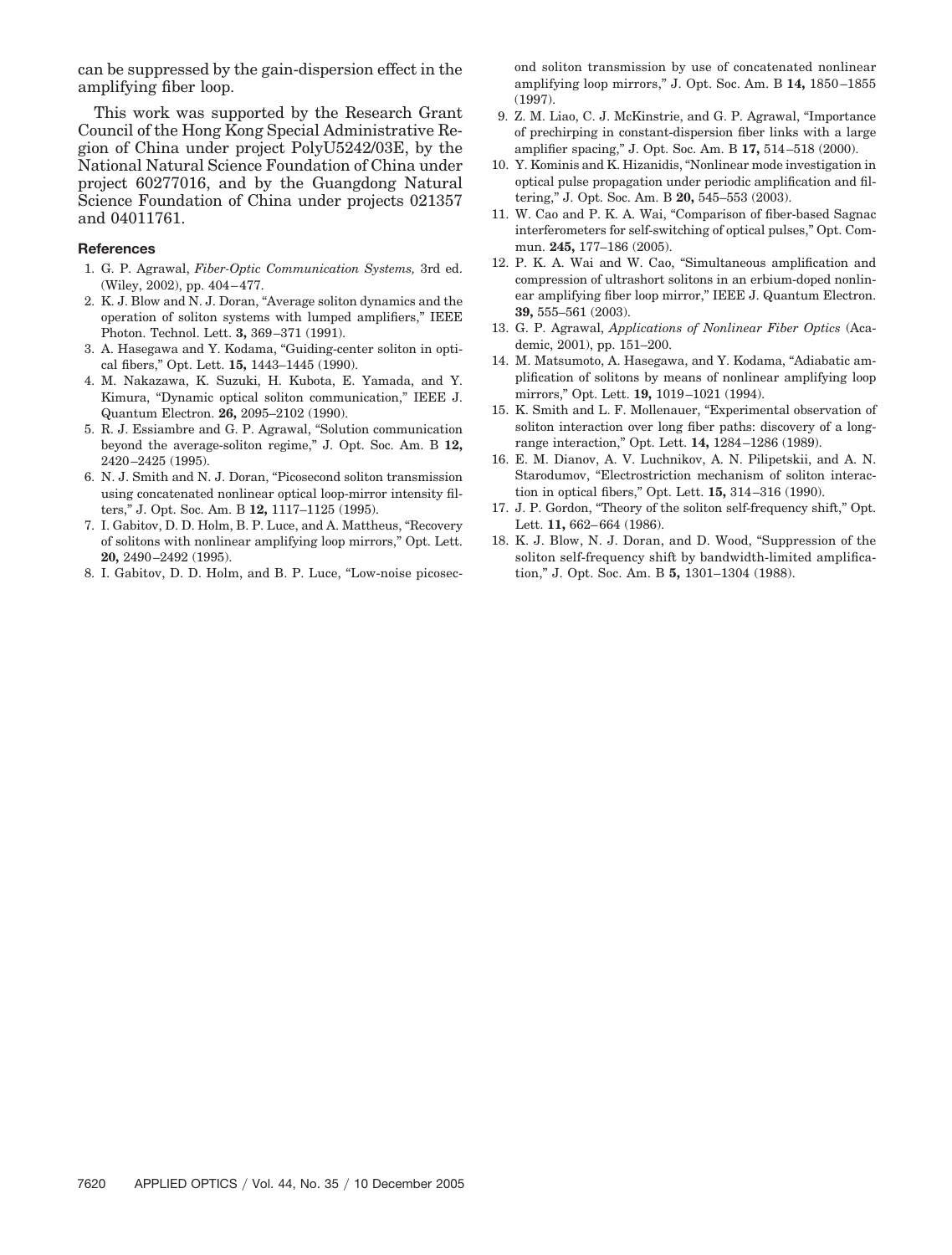can be suppressed by the gain-dispersion effect in the amplifying fiber loop.

This work was supported by the Research Grant Council of the Hong Kong Special Administrative Region of China under project PolyU5242/03E, by the National Natural Science Foundation of China under project 60277016, and by the Guangdong Natural Science Foundation of China under projects 021357 and 04011761.

## References

1. G. P. Agrawal, *Fiber-Optic Communication Systems,* 3rd ed. (Wiley, 2002), pp. 404–477.
2. K. J. Blow and N. J. Doran, "Average soliton dynamics and the operation of soliton systems with lumped amplifiers," IEEE Photon. Technol. Lett. **3,** 369–371 (1991).
3. A. Hasegawa and Y. Kodama, "Guiding-center soliton in optical fibers," Opt. Lett. **15,** 1443–1445 (1990).
4. M. Nakazawa, K. Suzuki, H. Kubota, E. Yamada, and Y. Kimura, "Dynamic optical soliton communication," IEEE J. Quantum Electron. **26,** 2095–2102 (1990).
5. R. J. Essiambre and G. P. Agrawal, "Solution communication beyond the average-soliton regime," J. Opt. Soc. Am. B **12,** 2420–2425 (1995).
6. N. J. Smith and N. J. Doran, "Picosecond soliton transmission using concatenated nonlinear optical loop-mirror intensity filters," J. Opt. Soc. Am. B **12,** 1117–1125 (1995).
7. I. Gabitov, D. D. Holm, B. P. Luce, and A. Mattheus, "Recovery of solitons with nonlinear amplifying loop mirrors," Opt. Lett. **20,** 2490–2492 (1995).
8. I. Gabitov, D. D. Holm, and B. P. Luce, "Low-noise picosecond soliton transmission by use of concatenated nonlinear amplifying loop mirrors," J. Opt. Soc. Am. B **14,** 1850–1855 (1997).
9. Z. M. Liao, C. J. McKinstrie, and G. P. Agrawal, "Importance of prechirping in constant-dispersion fiber links with a large amplifier spacing," J. Opt. Soc. Am. B **17,** 514–518 (2000).
10. Y. Kominis and K. Hizanidis, "Nonlinear mode investigation in optical pulse propagation under periodic amplification and filtering," J. Opt. Soc. Am. B **20,** 545–553 (2003).
11. W. Cao and P. K. A. Wai, "Comparison of fiber-based Sagnac interferometers for self-switching of optical pulses," Opt. Commun. **245,** 177–186 (2005).
12. P. K. A. Wai and W. Cao, "Simultaneous amplification and compression of ultrashort solitons in an erbium-doped nonlinear amplifying fiber loop mirror," IEEE J. Quantum Electron. **39,** 555–561 (2003).
13. G. P. Agrawal, *Applications of Nonlinear Fiber Optics* (Academic, 2001), pp. 151–200.
14. M. Matsumoto, A. Hasegawa, and Y. Kodama, "Adiabatic amplification of solitons by means of nonlinear amplifying loop mirrors," Opt. Lett. **19,** 1019–1021 (1994).
15. K. Smith and L. F. Mollenauer, "Experimental observation of soliton interaction over long fiber paths: discovery of a long-range interaction," Opt. Lett. **14,** 1284–1286 (1989).
16. E. M. Dianov, A. V. Luchnikov, A. N. Pilipetskii, and A. N. Starodumov, "Electrostriction mechanism of soliton interaction in optical fibers," Opt. Lett. **15,** 314–316 (1990).
17. J. P. Gordon, "Theory of the soliton self-frequency shift," Opt. Lett. **11,** 662–664 (1986).
18. K. J. Blow, N. J. Doran, and D. Wood, "Suppression of the soliton self-frequency shift by bandwidth-limited amplification," J. Opt. Soc. Am. B **5,** 1301–1304 (1988).